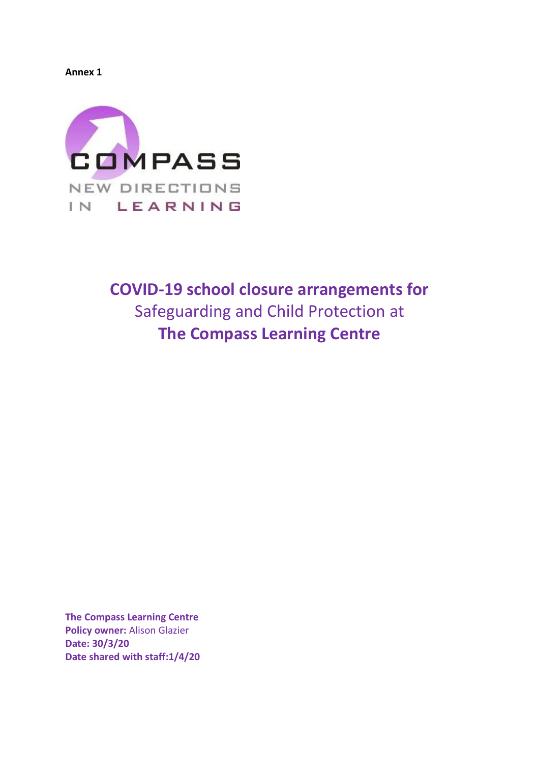**Annex 1**

COMPASS

NEW DIRECTIONS IN LEARNING

# COVID-19 school closure arrangements for Safeguarding and Child Protection at The Compass Learning Centre

**The Compass Learning Centre**
**Policy owner:** Alison Glazier
**Date: 30/3/20**
**Date shared with staff:1/4/20**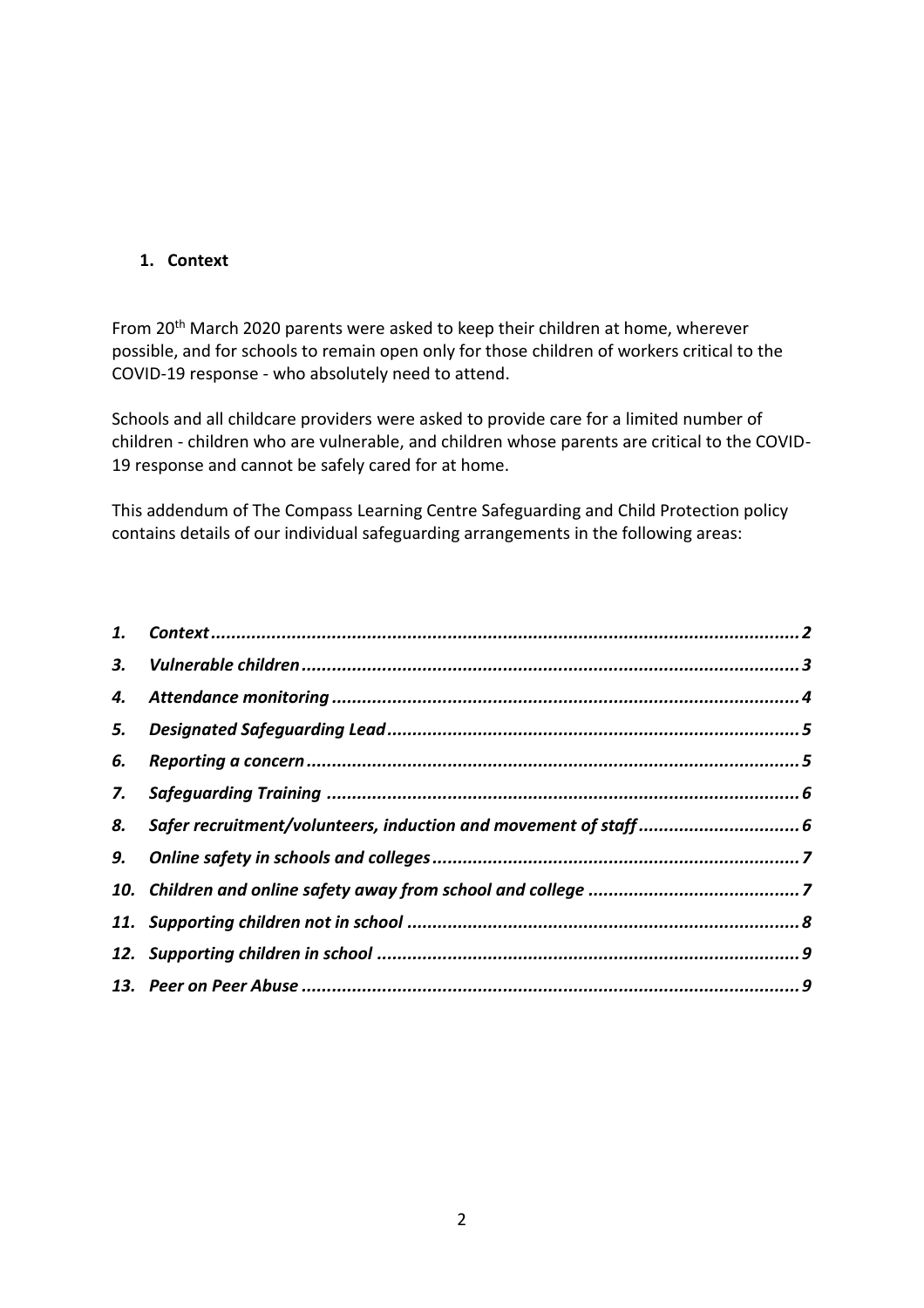## 1. Context

From 20th March 2020 parents were asked to keep their children at home, wherever possible, and for schools to remain open only for those children of workers critical to the COVID-19 response - who absolutely need to attend.

Schools and all childcare providers were asked to provide care for a limited number of children - children who are vulnerable, and children whose parents are critical to the COVID-19 response and cannot be safely cared for at home.

This addendum of The Compass Learning Centre Safeguarding and Child Protection policy contains details of our individual safeguarding arrangements in the following areas:

1. *Context* .......... 2
3. *Vulnerable children* .......... 3
4. *Attendance monitoring* .......... 4
5. *Designated Safeguarding Lead* .......... 5
6. *Reporting a concern* .......... 5
7. *Safeguarding Training* .......... 6
8. *Safer recruitment/volunteers, induction and movement of staff* .......... 6
9. *Online safety in schools and colleges* .......... 7
10. *Children and online safety away from school and college* .......... 7
11. *Supporting children not in school* .......... 8
12. *Supporting children in school* .......... 9
13. *Peer on Peer Abuse* .......... 9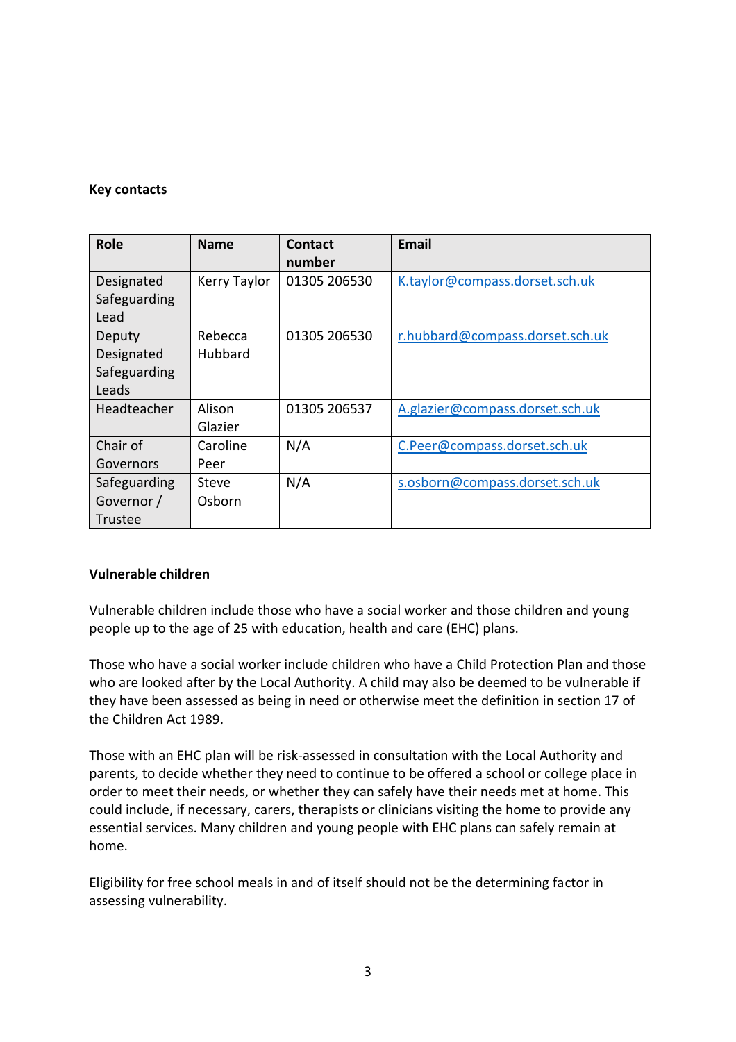**Key contacts**

| Role | Name | Contact number | Email |
|---|---|---|---|
| Designated Safeguarding Lead | Kerry Taylor | 01305 206530 | K.taylor@compass.dorset.sch.uk |
| Deputy Designated Safeguarding Leads | Rebecca Hubbard | 01305 206530 | r.hubbard@compass.dorset.sch.uk |
| Headteacher | Alison Glazier | 01305 206537 | A.glazier@compass.dorset.sch.uk |
| Chair of Governors | Caroline Peer | N/A | C.Peer@compass.dorset.sch.uk |
| Safeguarding Governor / Trustee | Steve Osborn | N/A | s.osborn@compass.dorset.sch.uk |

**Vulnerable children**

Vulnerable children include those who have a social worker and those children and young people up to the age of 25 with education, health and care (EHC) plans.

Those who have a social worker include children who have a Child Protection Plan and those who are looked after by the Local Authority. A child may also be deemed to be vulnerable if they have been assessed as being in need or otherwise meet the definition in section 17 of the Children Act 1989.

Those with an EHC plan will be risk-assessed in consultation with the Local Authority and parents, to decide whether they need to continue to be offered a school or college place in order to meet their needs, or whether they can safely have their needs met at home. This could include, if necessary, carers, therapists or clinicians visiting the home to provide any essential services. Many children and young people with EHC plans can safely remain at home.

Eligibility for free school meals in and of itself should not be the determining factor in assessing vulnerability.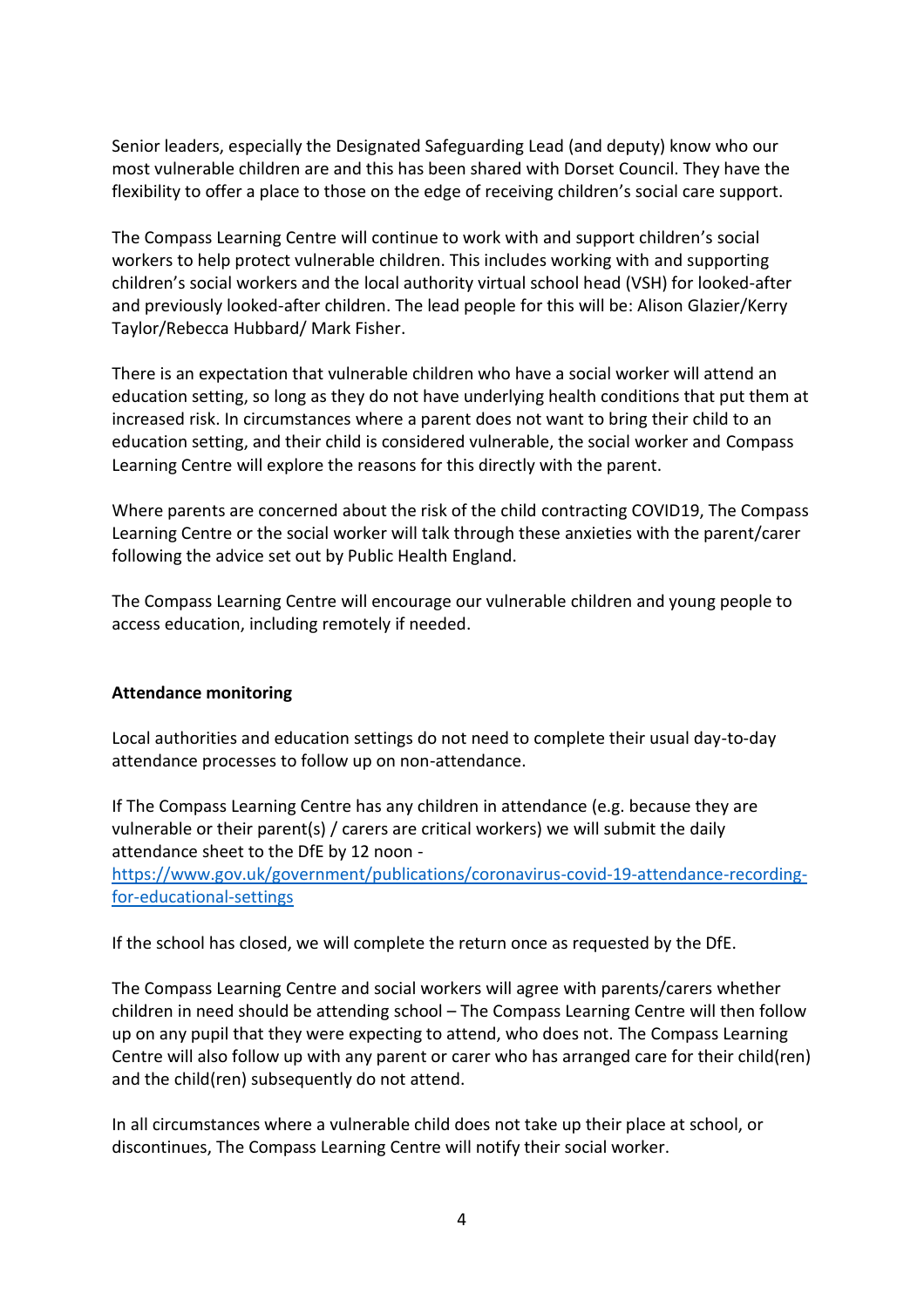Senior leaders, especially the Designated Safeguarding Lead (and deputy) know who our most vulnerable children are and this has been shared with Dorset Council. They have the flexibility to offer a place to those on the edge of receiving children's social care support.

The Compass Learning Centre will continue to work with and support children's social workers to help protect vulnerable children. This includes working with and supporting children's social workers and the local authority virtual school head (VSH) for looked-after and previously looked-after children. The lead people for this will be: Alison Glazier/Kerry Taylor/Rebecca Hubbard/ Mark Fisher.

There is an expectation that vulnerable children who have a social worker will attend an education setting, so long as they do not have underlying health conditions that put them at increased risk. In circumstances where a parent does not want to bring their child to an education setting, and their child is considered vulnerable, the social worker and Compass Learning Centre will explore the reasons for this directly with the parent.

Where parents are concerned about the risk of the child contracting COVID19, The Compass Learning Centre or the social worker will talk through these anxieties with the parent/carer following the advice set out by Public Health England.

The Compass Learning Centre will encourage our vulnerable children and young people to access education, including remotely if needed.

**Attendance monitoring**

Local authorities and education settings do not need to complete their usual day-to-day attendance processes to follow up on non-attendance.

If The Compass Learning Centre has any children in attendance (e.g. because they are vulnerable or their parent(s) / carers are critical workers) we will submit the daily attendance sheet to the DfE by 12 noon - [https://www.gov.uk/government/publications/coronavirus-covid-19-attendance-recording-for-educational-settings](https://www.gov.uk/government/publications/coronavirus-covid-19-attendance-recording-for-educational-settings)

If the school has closed, we will complete the return once as requested by the DfE.

The Compass Learning Centre and social workers will agree with parents/carers whether children in need should be attending school – The Compass Learning Centre will then follow up on any pupil that they were expecting to attend, who does not. The Compass Learning Centre will also follow up with any parent or carer who has arranged care for their child(ren) and the child(ren) subsequently do not attend.

In all circumstances where a vulnerable child does not take up their place at school, or discontinues, The Compass Learning Centre will notify their social worker.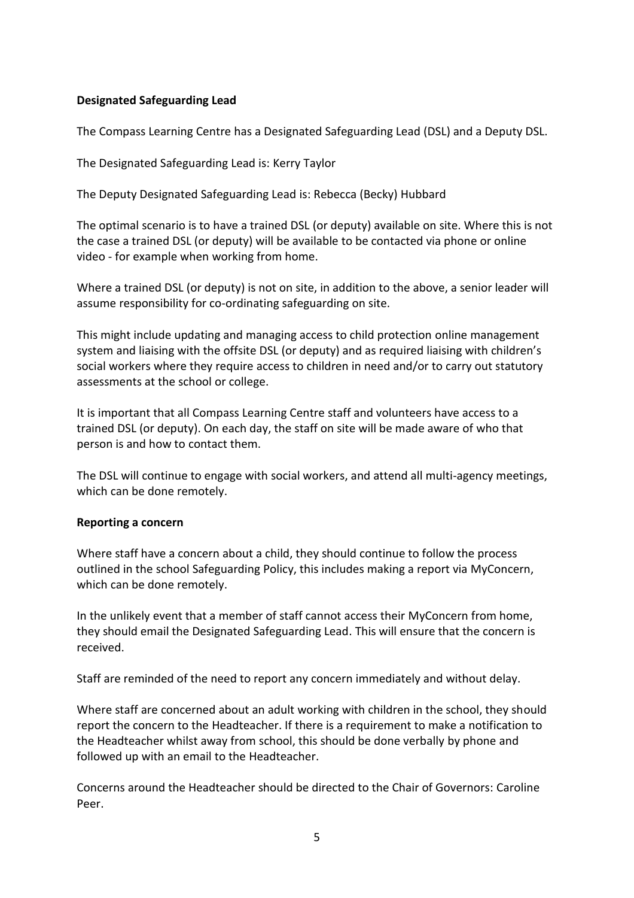**Designated Safeguarding Lead**

The Compass Learning Centre has a Designated Safeguarding Lead (DSL) and a Deputy DSL.

The Designated Safeguarding Lead is: Kerry Taylor

The Deputy Designated Safeguarding Lead is: Rebecca (Becky) Hubbard

The optimal scenario is to have a trained DSL (or deputy) available on site. Where this is not the case a trained DSL (or deputy) will be available to be contacted via phone or online video - for example when working from home.

Where a trained DSL (or deputy) is not on site, in addition to the above, a senior leader will assume responsibility for co-ordinating safeguarding on site.

This might include updating and managing access to child protection online management system and liaising with the offsite DSL (or deputy) and as required liaising with children's social workers where they require access to children in need and/or to carry out statutory assessments at the school or college.

It is important that all Compass Learning Centre staff and volunteers have access to a trained DSL (or deputy). On each day, the staff on site will be made aware of who that person is and how to contact them.

The DSL will continue to engage with social workers, and attend all multi-agency meetings, which can be done remotely.

**Reporting a concern**

Where staff have a concern about a child, they should continue to follow the process outlined in the school Safeguarding Policy, this includes making a report via MyConcern, which can be done remotely.

In the unlikely event that a member of staff cannot access their MyConcern from home, they should email the Designated Safeguarding Lead. This will ensure that the concern is received.

Staff are reminded of the need to report any concern immediately and without delay.

Where staff are concerned about an adult working with children in the school, they should report the concern to the Headteacher. If there is a requirement to make a notification to the Headteacher whilst away from school, this should be done verbally by phone and followed up with an email to the Headteacher.

Concerns around the Headteacher should be directed to the Chair of Governors: Caroline Peer.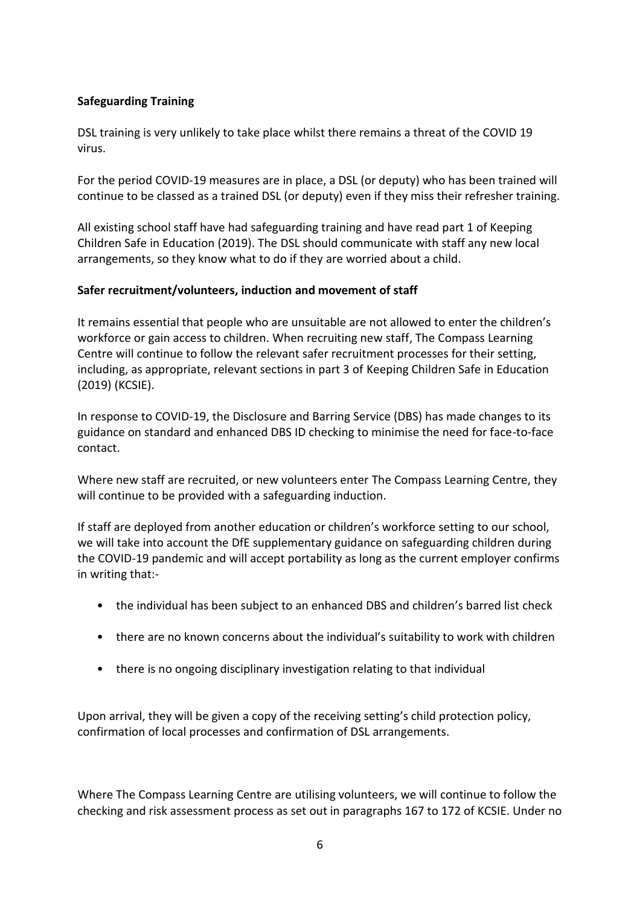**Safeguarding Training**

DSL training is very unlikely to take place whilst there remains a threat of the COVID 19 virus.

For the period COVID-19 measures are in place, a DSL (or deputy) who has been trained will continue to be classed as a trained DSL (or deputy) even if they miss their refresher training.

All existing school staff have had safeguarding training and have read part 1 of Keeping Children Safe in Education (2019). The DSL should communicate with staff any new local arrangements, so they know what to do if they are worried about a child.

**Safer recruitment/volunteers, induction and movement of staff**

It remains essential that people who are unsuitable are not allowed to enter the children's workforce or gain access to children. When recruiting new staff, The Compass Learning Centre will continue to follow the relevant safer recruitment processes for their setting, including, as appropriate, relevant sections in part 3 of Keeping Children Safe in Education (2019) (KCSIE).

In response to COVID-19, the Disclosure and Barring Service (DBS) has made changes to its guidance on standard and enhanced DBS ID checking to minimise the need for face-to-face contact.

Where new staff are recruited, or new volunteers enter The Compass Learning Centre, they will continue to be provided with a safeguarding induction.

If staff are deployed from another education or children's workforce setting to our school, we will take into account the DfE supplementary guidance on safeguarding children during the COVID-19 pandemic and will accept portability as long as the current employer confirms in writing that:-

- the individual has been subject to an enhanced DBS and children's barred list check
- there are no known concerns about the individual's suitability to work with children
- there is no ongoing disciplinary investigation relating to that individual

Upon arrival, they will be given a copy of the receiving setting's child protection policy, confirmation of local processes and confirmation of DSL arrangements.

Where The Compass Learning Centre are utilising volunteers, we will continue to follow the checking and risk assessment process as set out in paragraphs 167 to 172 of KCSIE. Under no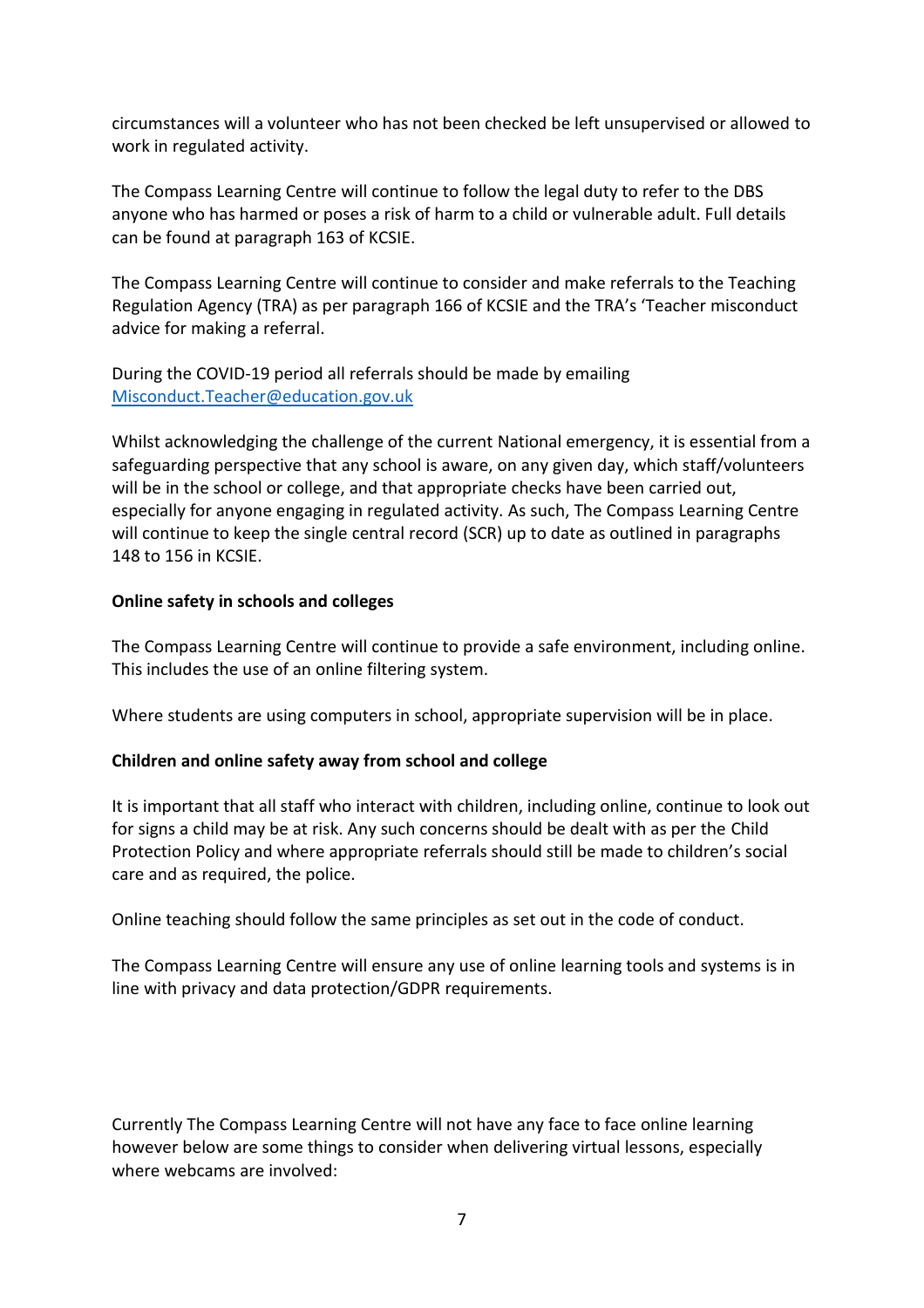circumstances will a volunteer who has not been checked be left unsupervised or allowed to work in regulated activity.

The Compass Learning Centre will continue to follow the legal duty to refer to the DBS anyone who has harmed or poses a risk of harm to a child or vulnerable adult. Full details can be found at paragraph 163 of KCSIE.

The Compass Learning Centre will continue to consider and make referrals to the Teaching Regulation Agency (TRA) as per paragraph 166 of KCSIE and the TRA's 'Teacher misconduct advice for making a referral.

During the COVID-19 period all referrals should be made by emailing [Misconduct.Teacher@education.gov.uk](mailto:Misconduct.Teacher@education.gov.uk)

Whilst acknowledging the challenge of the current National emergency, it is essential from a safeguarding perspective that any school is aware, on any given day, which staff/volunteers will be in the school or college, and that appropriate checks have been carried out, especially for anyone engaging in regulated activity. As such, The Compass Learning Centre will continue to keep the single central record (SCR) up to date as outlined in paragraphs 148 to 156 in KCSIE.

**Online safety in schools and colleges**

The Compass Learning Centre will continue to provide a safe environment, including online. This includes the use of an online filtering system.

Where students are using computers in school, appropriate supervision will be in place.

**Children and online safety away from school and college**

It is important that all staff who interact with children, including online, continue to look out for signs a child may be at risk. Any such concerns should be dealt with as per the Child Protection Policy and where appropriate referrals should still be made to children's social care and as required, the police.

Online teaching should follow the same principles as set out in the code of conduct.

The Compass Learning Centre will ensure any use of online learning tools and systems is in line with privacy and data protection/GDPR requirements.

Currently The Compass Learning Centre will not have any face to face online learning however below are some things to consider when delivering virtual lessons, especially where webcams are involved: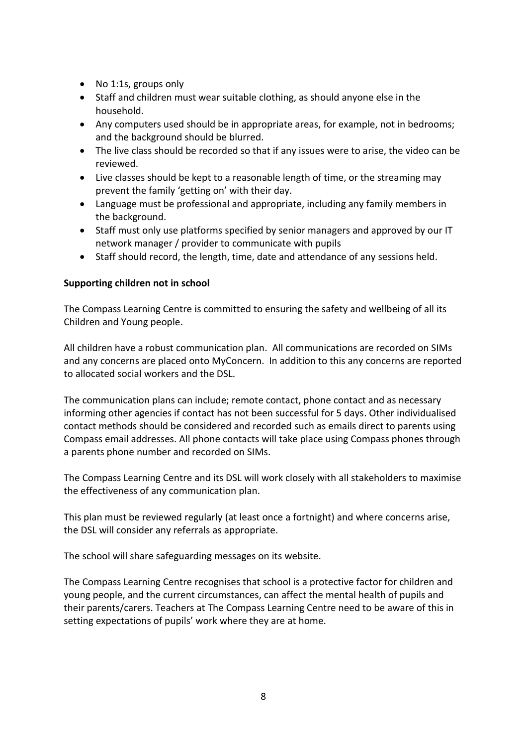- No 1:1s, groups only
- Staff and children must wear suitable clothing, as should anyone else in the household.
- Any computers used should be in appropriate areas, for example, not in bedrooms; and the background should be blurred.
- The live class should be recorded so that if any issues were to arise, the video can be reviewed.
- Live classes should be kept to a reasonable length of time, or the streaming may prevent the family 'getting on' with their day.
- Language must be professional and appropriate, including any family members in the background.
- Staff must only use platforms specified by senior managers and approved by our IT network manager / provider to communicate with pupils
- Staff should record, the length, time, date and attendance of any sessions held.

**Supporting children not in school**

The Compass Learning Centre is committed to ensuring the safety and wellbeing of all its Children and Young people.

All children have a robust communication plan. All communications are recorded on SIMs and any concerns are placed onto MyConcern. In addition to this any concerns are reported to allocated social workers and the DSL.

The communication plans can include; remote contact, phone contact and as necessary informing other agencies if contact has not been successful for 5 days. Other individualised contact methods should be considered and recorded such as emails direct to parents using Compass email addresses. All phone contacts will take place using Compass phones through a parents phone number and recorded on SIMs.

The Compass Learning Centre and its DSL will work closely with all stakeholders to maximise the effectiveness of any communication plan.

This plan must be reviewed regularly (at least once a fortnight) and where concerns arise, the DSL will consider any referrals as appropriate.

The school will share safeguarding messages on its website.

The Compass Learning Centre recognises that school is a protective factor for children and young people, and the current circumstances, can affect the mental health of pupils and their parents/carers. Teachers at The Compass Learning Centre need to be aware of this in setting expectations of pupils' work where they are at home.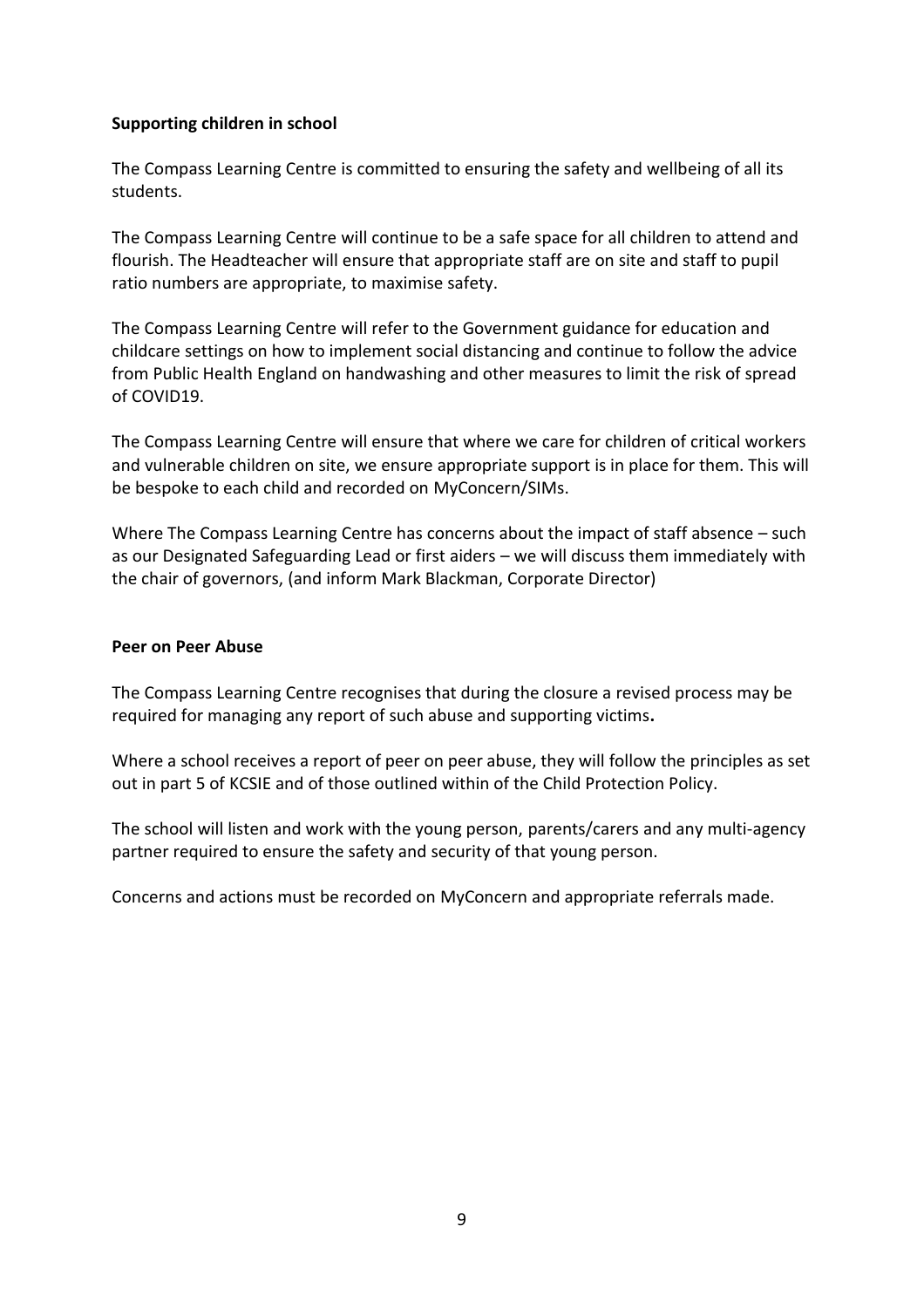**Supporting children in school**

The Compass Learning Centre is committed to ensuring the safety and wellbeing of all its students.

The Compass Learning Centre will continue to be a safe space for all children to attend and flourish. The Headteacher will ensure that appropriate staff are on site and staff to pupil ratio numbers are appropriate, to maximise safety.

The Compass Learning Centre will refer to the Government guidance for education and childcare settings on how to implement social distancing and continue to follow the advice from Public Health England on handwashing and other measures to limit the risk of spread of COVID19.

The Compass Learning Centre will ensure that where we care for children of critical workers and vulnerable children on site, we ensure appropriate support is in place for them. This will be bespoke to each child and recorded on MyConcern/SIMs.

Where The Compass Learning Centre has concerns about the impact of staff absence – such as our Designated Safeguarding Lead or first aiders – we will discuss them immediately with the chair of governors, (and inform Mark Blackman, Corporate Director)

**Peer on Peer Abuse**

The Compass Learning Centre recognises that during the closure a revised process may be required for managing any report of such abuse and supporting victims**.**

Where a school receives a report of peer on peer abuse, they will follow the principles as set out in part 5 of KCSIE and of those outlined within of the Child Protection Policy.

The school will listen and work with the young person, parents/carers and any multi-agency partner required to ensure the safety and security of that young person.

Concerns and actions must be recorded on MyConcern and appropriate referrals made.